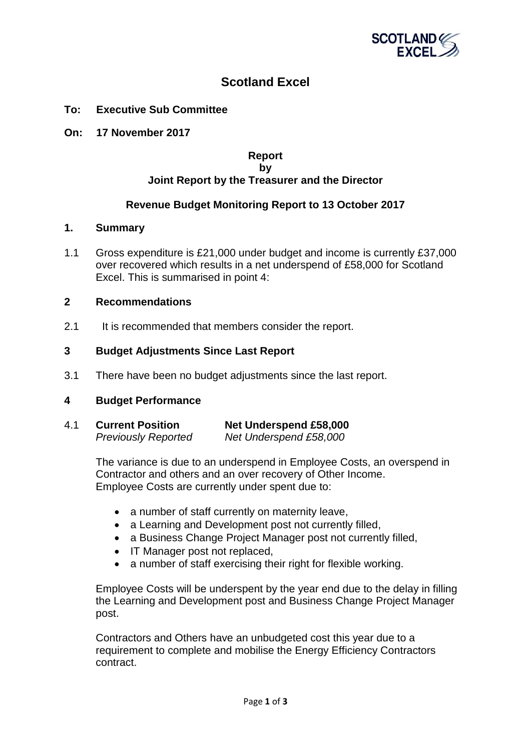# Scotland Excel

**To: Executive Sub Committee**

**On: 17 November 2017**

**Report**
**by**
**Joint Report by the Treasurer and the Director**

**Revenue Budget Monitoring Report to 13 October 2017**

## 1. Summary

1.1 Gross expenditure is £21,000 under budget and income is currently £37,000 over recovered which results in a net underspend of £58,000 for Scotland Excel. This is summarised in point 4:

## 2 Recommendations

2.1 It is recommended that members consider the report.

## 3 Budget Adjustments Since Last Report

3.1 There have been no budget adjustments since the last report.

## 4 Budget Performance

4.1 **Current Position** **Net Underspend £58,000**
*Previously Reported* *Net Underspend £58,000*

The variance is due to an underspend in Employee Costs, an overspend in Contractor and others and an over recovery of Other Income.
Employee Costs are currently under spent due to:

- a number of staff currently on maternity leave,
- a Learning and Development post not currently filled,
- a Business Change Project Manager post not currently filled,
- IT Manager post not replaced,
- a number of staff exercising their right for flexible working.

Employee Costs will be underspent by the year end due to the delay in filling the Learning and Development post and Business Change Project Manager post.

Contractors and Others have an unbudgeted cost this year due to a requirement to complete and mobilise the Energy Efficiency Contractors contract.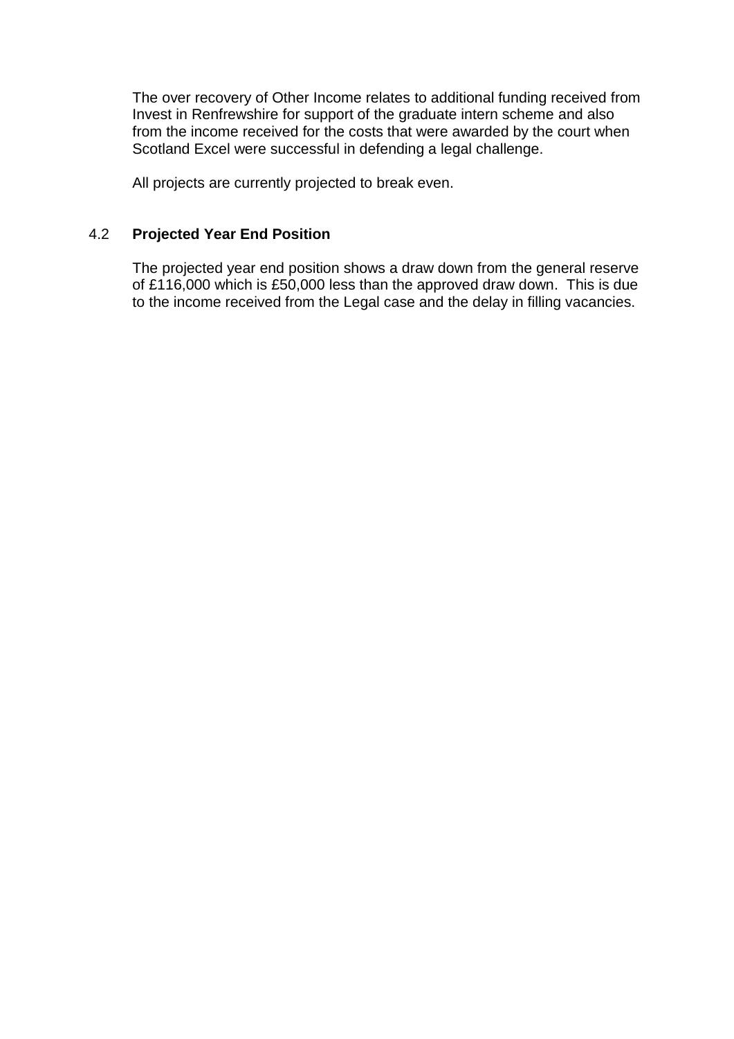The over recovery of Other Income relates to additional funding received from Invest in Renfrewshire for support of the graduate intern scheme and also from the income received for the costs that were awarded by the court when Scotland Excel were successful in defending a legal challenge.

All projects are currently projected to break even.

### 4.2 **Projected Year End Position**

The projected year end position shows a draw down from the general reserve of £116,000 which is £50,000 less than the approved draw down. This is due to the income received from the Legal case and the delay in filling vacancies.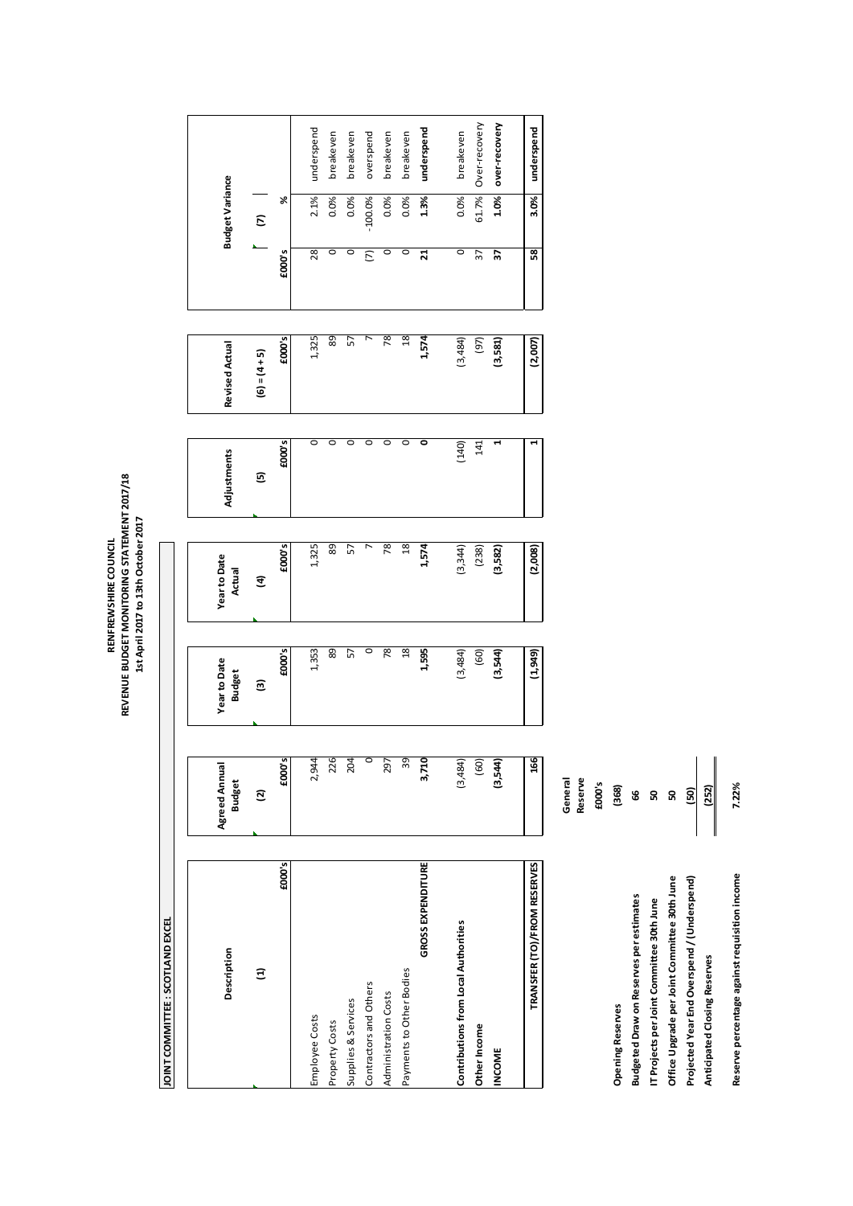# RENFREWSHIRE COUNCIL
## REVENUE BUDGET MONITORING STATEMENT 2017/18
### 1st April 2017 to 13th October 2017

**JOINT COMMITTEE : SCOTLAND EXCEL**

| Description | Agreed Annual Budget | Year to Date Budget | Year to Date Actual | Adjustments | Revised Actual | Budget Variance | | |
|---|---|---|---|---|---|---|---|---|
| (1) | (2) | (3) | (4) | (5) | (6) = (4 + 5) | (7) | | |
| £000's | £000's | £000's | £000's | £000's | £000's | £000's | % | |
| Employee Costs | 2,944 | 1,353 | 1,325 | 0 | 1,325 | 28 | 2.1% | underspend |
| Property Costs | 226 | 89 | 89 | 0 | 89 | 0 | 0.0% | breakeven |
| Supplies & Services | 204 | 57 | 57 | 0 | 57 | 0 | 0.0% | breakeven |
| Contractors and Others | 0 | 0 | 7 | 0 | 7 | (7) | -100.0% | overspend |
| Administration Costs | 297 | 78 | 78 | 0 | 78 | 0 | 0.0% | breakeven |
| Payments to Other Bodies | 39 | 18 | 18 | 0 | 18 | 0 | 0.0% | breakeven |
| **GROSS EXPENDITURE** | **3,710** | **1,595** | **1,574** | **0** | **1,574** | **21** | **1.3%** | **underspend** |
| **Contributions from Local Authorities** | (3,484) | (3,484) | (3,344) | (140) | (3,484) | 0 | 0.0% | breakeven |
| **Other Income** | (60) | (60) | (238) | 141 | (97) | 37 | 61.7% | Over-recovery |
| **INCOME** | **(3,544)** | **(3,544)** | **(3,582)** | **1** | **(3,581)** | **37** | **1.0%** | **over-recovery** |
| **TRANSFER (TO)/FROM RESERVES** | **166** | **(1,949)** | **(2,008)** | **1** | **(2,007)** | **58** | **3.0%** | **underspend** |

| | General Reserve £000's |
|---|---|
| **Opening Reserves** | **(368)** |
| **Budgeted Draw on Reserves per estimates** | **66** |
| **IT Projects per Joint Committee 30th June** | **50** |
| **Office Upgrade per Joint Committee 30th June** | **50** |
| **Projected Year End Overspend / (Underspend)** | **(50)** |
| **Anticipated Closing Reserves** | **(252)** |
| **Reserve percentage against requisition income** | **7.22%** |